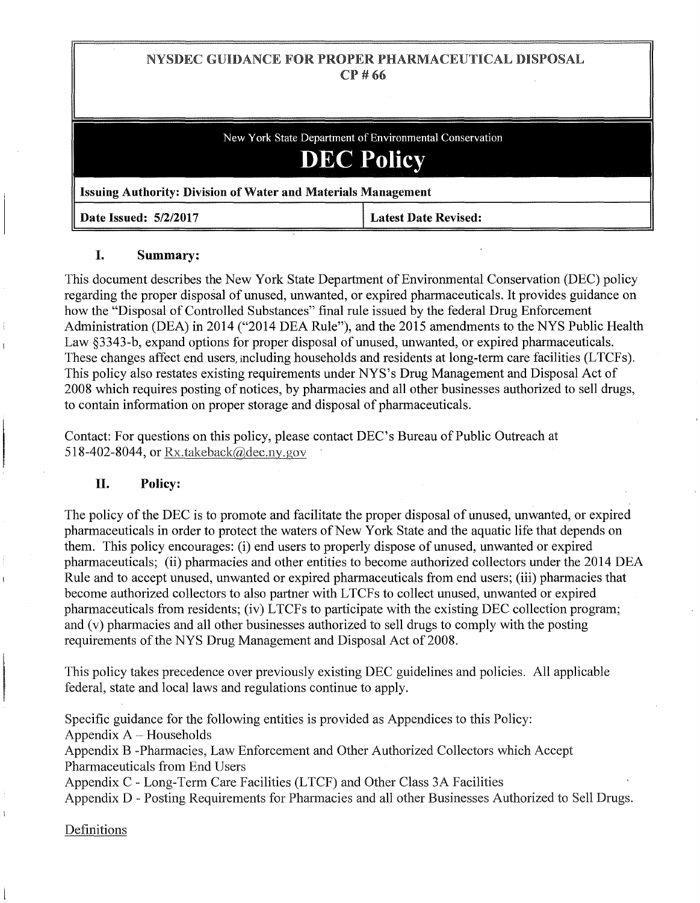# NYSDEC GUIDANCE FOR PROPER PHARMACEUTICAL DISPOSAL
## CP # 66

New York State Department of Environmental Conservation

# DEC Policy

| **Issuing Authority: Division of Water and Materials Management** | |
|---|---|
| **Date Issued: 5/2/2017** | **Latest Date Revised:** |

## I. Summary:

This document describes the New York State Department of Environmental Conservation (DEC) policy regarding the proper disposal of unused, unwanted, or expired pharmaceuticals. It provides guidance on how the "Disposal of Controlled Substances" final rule issued by the federal Drug Enforcement Administration (DEA) in 2014 ("2014 DEA Rule"), and the 2015 amendments to the NYS Public Health Law §3343-b, expand options for proper disposal of unused, unwanted, or expired pharmaceuticals. These changes affect end users, including households and residents at long-term care facilities (LTCFs). This policy also restates existing requirements under NYS's Drug Management and Disposal Act of 2008 which requires posting of notices, by pharmacies and all other businesses authorized to sell drugs, to contain information on proper storage and disposal of pharmaceuticals.

Contact: For questions on this policy, please contact DEC's Bureau of Public Outreach at 518-402-8044, or Rx.takeback@dec.ny.gov

## II. Policy:

The policy of the DEC is to promote and facilitate the proper disposal of unused, unwanted, or expired pharmaceuticals in order to protect the waters of New York State and the aquatic life that depends on them. This policy encourages: (i) end users to properly dispose of unused, unwanted or expired pharmaceuticals; (ii) pharmacies and other entities to become authorized collectors under the 2014 DEA Rule and to accept unused, unwanted or expired pharmaceuticals from end users; (iii) pharmacies that become authorized collectors to also partner with LTCFs to collect unused, unwanted or expired pharmaceuticals from residents; (iv) LTCFs to participate with the existing DEC collection program; and (v) pharmacies and all other businesses authorized to sell drugs to comply with the posting requirements of the NYS Drug Management and Disposal Act of 2008.

This policy takes precedence over previously existing DEC guidelines and policies. All applicable federal, state and local laws and regulations continue to apply.

Specific guidance for the following entities is provided as Appendices to this Policy:
Appendix A – Households
Appendix B -Pharmacies, Law Enforcement and Other Authorized Collectors which Accept Pharmaceuticals from End Users
Appendix C - Long-Term Care Facilities (LTCF) and Other Class 3A Facilities
Appendix D - Posting Requirements for Pharmacies and all other Businesses Authorized to Sell Drugs.

Definitions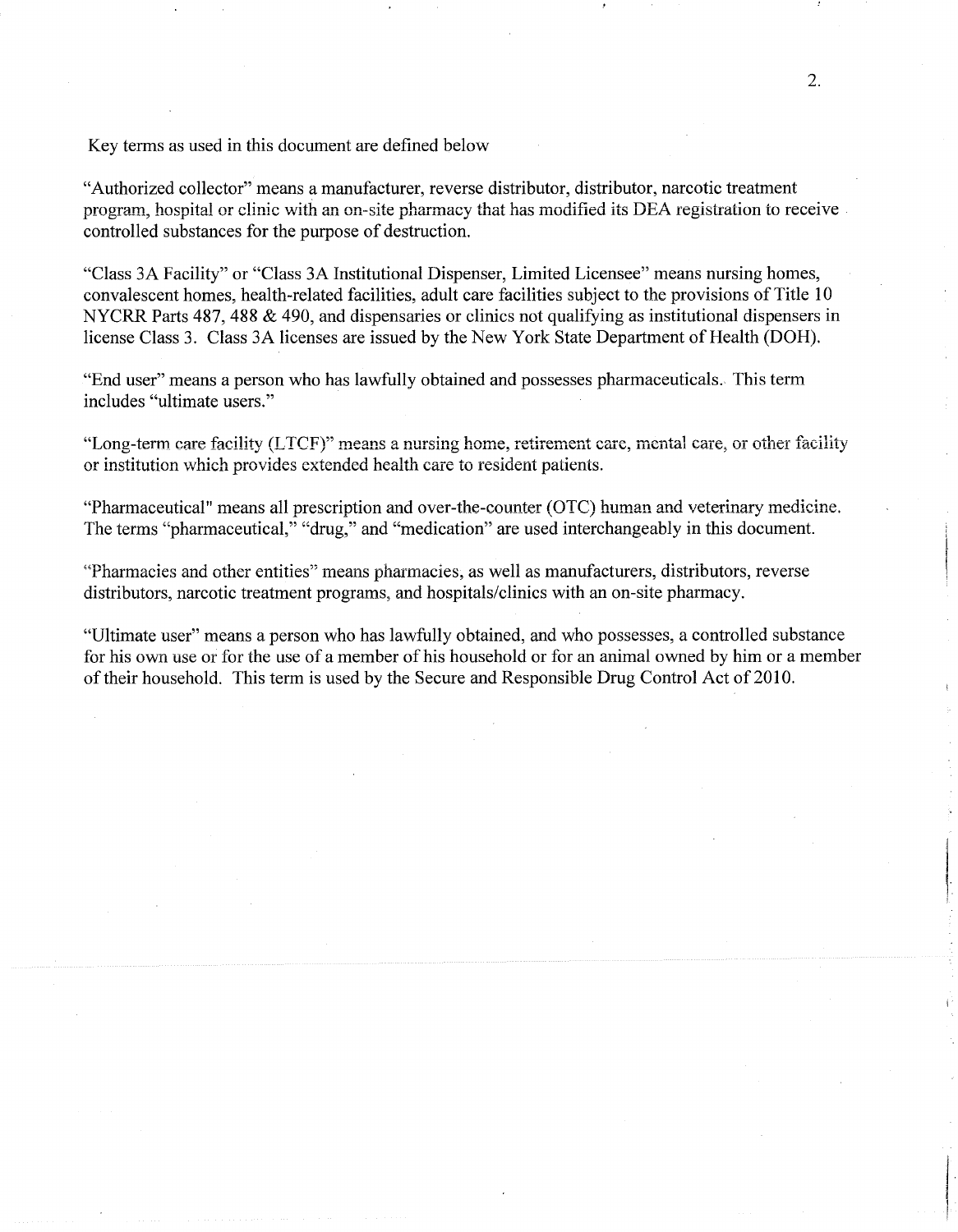Key terms as used in this document are defined below

"Authorized collector" means a manufacturer, reverse distributor, distributor, narcotic treatment program, hospital or clinic with an on-site pharmacy that has modified its DEA registration to receive controlled substances for the purpose of destruction.

"Class 3A Facility" or "Class 3A Institutional Dispenser, Limited Licensee" means nursing homes, convalescent homes, health-related facilities, adult care facilities subject to the provisions of Title 10 NYCRR Parts 487, 488 & 490, and dispensaries or clinics not qualifying as institutional dispensers in license Class 3. Class 3A licenses are issued by the New York State Department of Health (DOH).

"End user" means a person who has lawfully obtained and possesses pharmaceuticals. This term includes "ultimate users."

"Long-term care facility (LTCF)" means a nursing home, retirement care, mental care, or other facility or institution which provides extended health care to resident patients.

"Pharmaceutical" means all prescription and over-the-counter (OTC) human and veterinary medicine. The terms "pharmaceutical," "drug," and "medication" are used interchangeably in this document.

"Pharmacies and other entities" means pharmacies, as well as manufacturers, distributors, reverse distributors, narcotic treatment programs, and hospitals/clinics with an on-site pharmacy.

"Ultimate user" means a person who has lawfully obtained, and who possesses, a controlled substance for his own use or for the use of a member of his household or for an animal owned by him or a member of their household. This term is used by the Secure and Responsible Drug Control Act of 2010.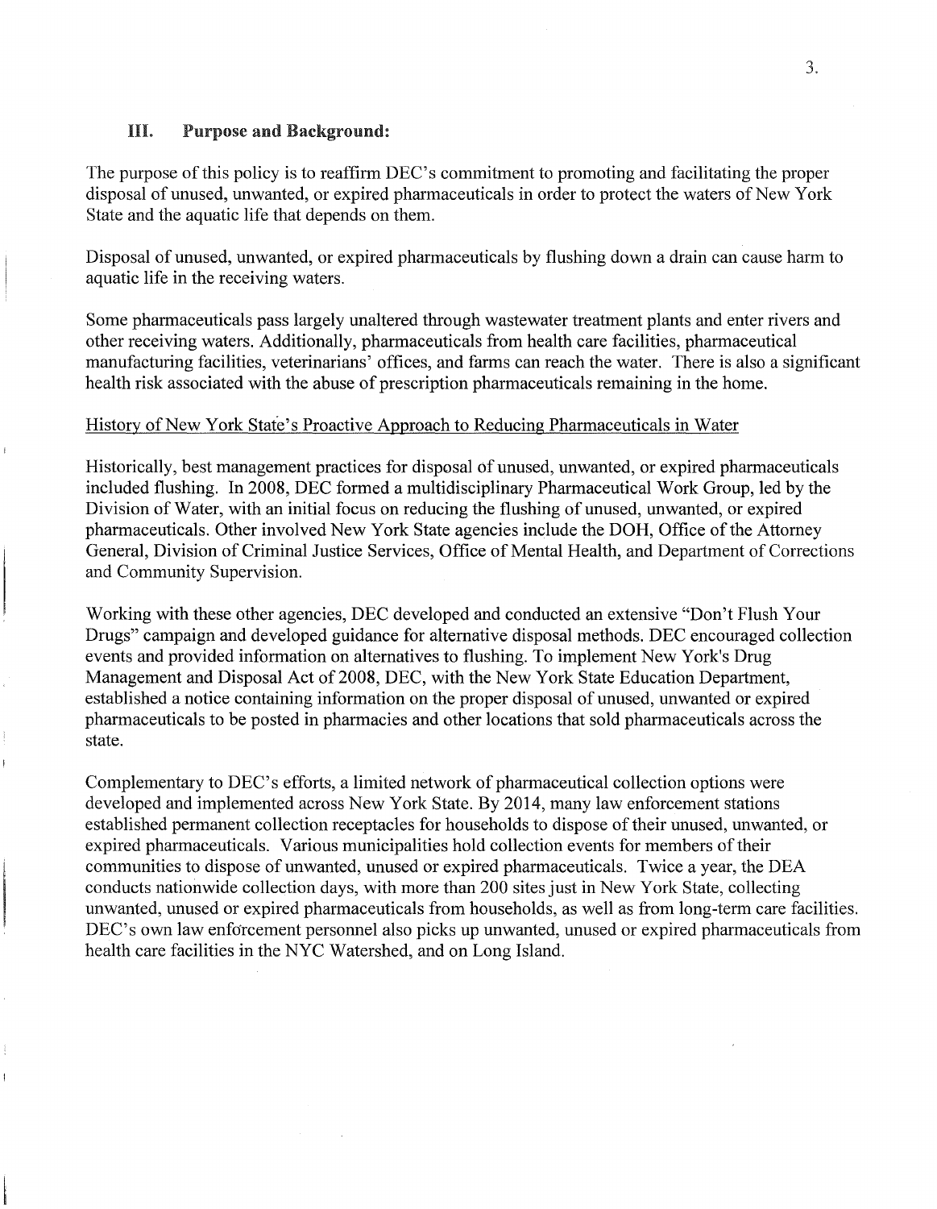## III. Purpose and Background:

The purpose of this policy is to reaffirm DEC's commitment to promoting and facilitating the proper disposal of unused, unwanted, or expired pharmaceuticals in order to protect the waters of New York State and the aquatic life that depends on them.

Disposal of unused, unwanted, or expired pharmaceuticals by flushing down a drain can cause harm to aquatic life in the receiving waters.

Some pharmaceuticals pass largely unaltered through wastewater treatment plants and enter rivers and other receiving waters. Additionally, pharmaceuticals from health care facilities, pharmaceutical manufacturing facilities, veterinarians' offices, and farms can reach the water. There is also a significant health risk associated with the abuse of prescription pharmaceuticals remaining in the home.

History of New York State's Proactive Approach to Reducing Pharmaceuticals in Water

Historically, best management practices for disposal of unused, unwanted, or expired pharmaceuticals included flushing. In 2008, DEC formed a multidisciplinary Pharmaceutical Work Group, led by the Division of Water, with an initial focus on reducing the flushing of unused, unwanted, or expired pharmaceuticals. Other involved New York State agencies include the DOH, Office of the Attorney General, Division of Criminal Justice Services, Office of Mental Health, and Department of Corrections and Community Supervision.

Working with these other agencies, DEC developed and conducted an extensive "Don't Flush Your Drugs" campaign and developed guidance for alternative disposal methods. DEC encouraged collection events and provided information on alternatives to flushing. To implement New York's Drug Management and Disposal Act of 2008, DEC, with the New York State Education Department, established a notice containing information on the proper disposal of unused, unwanted or expired pharmaceuticals to be posted in pharmacies and other locations that sold pharmaceuticals across the state.

Complementary to DEC's efforts, a limited network of pharmaceutical collection options were developed and implemented across New York State. By 2014, many law enforcement stations established permanent collection receptacles for households to dispose of their unused, unwanted, or expired pharmaceuticals. Various municipalities hold collection events for members of their communities to dispose of unwanted, unused or expired pharmaceuticals. Twice a year, the DEA conducts nationwide collection days, with more than 200 sites just in New York State, collecting unwanted, unused or expired pharmaceuticals from households, as well as from long-term care facilities. DEC's own law enforcement personnel also picks up unwanted, unused or expired pharmaceuticals from health care facilities in the NYC Watershed, and on Long Island.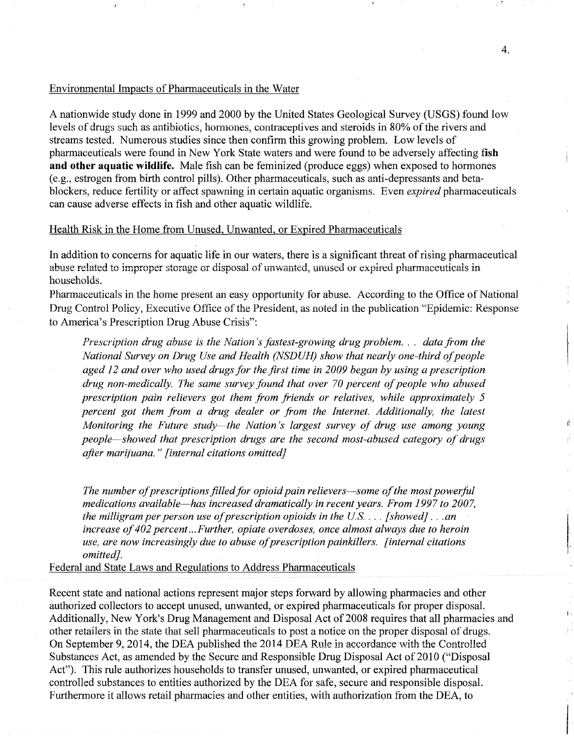Environmental Impacts of Pharmaceuticals in the Water

A nationwide study done in 1999 and 2000 by the United States Geological Survey (USGS) found low levels of drugs such as antibiotics, hormones, contraceptives and steroids in 80% of the rivers and streams tested. Numerous studies since then confirm this growing problem. Low levels of pharmaceuticals were found in New York State waters and were found to be adversely affecting **fish and other aquatic wildlife.** Male fish can be feminized (produce eggs) when exposed to hormones (e.g., estrogen from birth control pills). Other pharmaceuticals, such as anti-depressants and beta-blockers, reduce fertility or affect spawning in certain aquatic organisms. Even *expired* pharmaceuticals can cause adverse effects in fish and other aquatic wildlife.

Health Risk in the Home from Unused, Unwanted, or Expired Pharmaceuticals

In addition to concerns for aquatic life in our waters, there is a significant threat of rising pharmaceutical abuse related to improper storage or disposal of unwanted, unused or expired pharmaceuticals in households.

Pharmaceuticals in the home present an easy opportunity for abuse. According to the Office of National Drug Control Policy, Executive Office of the President, as noted in the publication "Epidemic: Response to America's Prescription Drug Abuse Crisis":

> *Prescription drug abuse is the Nation's fastest-growing drug problem. . . data from the National Survey on Drug Use and Health (NSDUH) show that nearly one-third of people aged 12 and over who used drugs for the first time in 2009 began by using a prescription drug non-medically. The same survey found that over 70 percent of people who abused prescription pain relievers got them from friends or relatives, while approximately 5 percent got them from a drug dealer or from the Internet. Additionally, the latest Monitoring the Future study—the Nation's largest survey of drug use among young people—showed that prescription drugs are the second most-abused category of drugs after marijuana." [internal citations omitted]*

> *The number of prescriptions filled for opioid pain relievers—some of the most powerful medications available—has increased dramatically in recent years. From 1997 to 2007, the milligram per person use of prescription opioids in the U.S. . . . [showed] . . .an increase of 402 percent...Further, opiate overdoses, once almost always due to heroin use, are now increasingly due to abuse of prescription painkillers. [internal citations omitted].*

Federal and State Laws and Regulations to Address Pharmaceuticals

Recent state and national actions represent major steps forward by allowing pharmacies and other authorized collectors to accept unused, unwanted, or expired pharmaceuticals for proper disposal. Additionally, New York's Drug Management and Disposal Act of 2008 requires that all pharmacies and other retailers in the state that sell pharmaceuticals to post a notice on the proper disposal of drugs. On September 9, 2014, the DEA published the 2014 DEA Rule in accordance with the Controlled Substances Act, as amended by the Secure and Responsible Drug Disposal Act of 2010 ("Disposal Act"). This rule authorizes households to transfer unused, unwanted, or expired pharmaceutical controlled substances to entities authorized by the DEA for safe, secure and responsible disposal. Furthermore it allows retail pharmacies and other entities, with authorization from the DEA, to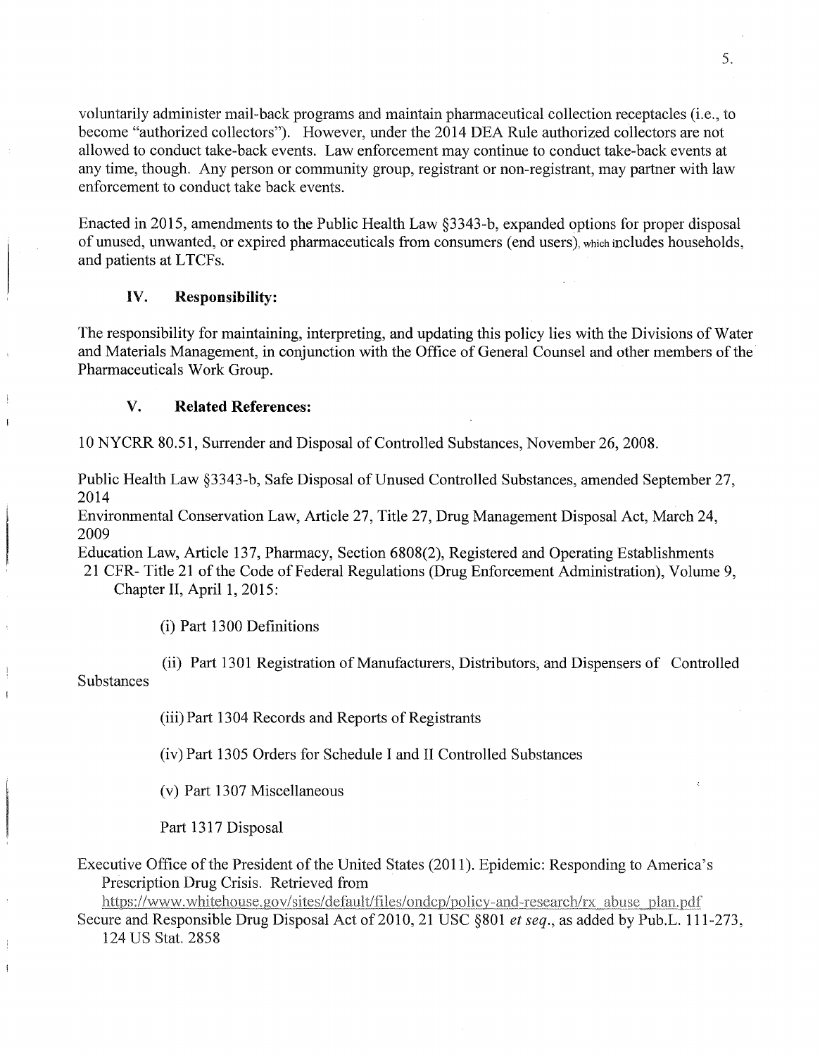voluntarily administer mail-back programs and maintain pharmaceutical collection receptacles (i.e., to become "authorized collectors"). However, under the 2014 DEA Rule authorized collectors are not allowed to conduct take-back events. Law enforcement may continue to conduct take-back events at any time, though. Any person or community group, registrant or non-registrant, may partner with law enforcement to conduct take back events.

Enacted in 2015, amendments to the Public Health Law §3343-b, expanded options for proper disposal of unused, unwanted, or expired pharmaceuticals from consumers (end users), which includes households, and patients at LTCFs.

## IV. Responsibility:

The responsibility for maintaining, interpreting, and updating this policy lies with the Divisions of Water and Materials Management, in conjunction with the Office of General Counsel and other members of the Pharmaceuticals Work Group.

## V. Related References:

10 NYCRR 80.51, Surrender and Disposal of Controlled Substances, November 26, 2008.

Public Health Law §3343-b, Safe Disposal of Unused Controlled Substances, amended September 27, 2014

Environmental Conservation Law, Article 27, Title 27, Drug Management Disposal Act, March 24, 2009

Education Law, Article 137, Pharmacy, Section 6808(2), Registered and Operating Establishments

21 CFR- Title 21 of the Code of Federal Regulations (Drug Enforcement Administration), Volume 9, Chapter II, April 1, 2015:

(i) Part 1300 Definitions

(ii) Part 1301 Registration of Manufacturers, Distributors, and Dispensers of Controlled Substances

(iii) Part 1304 Records and Reports of Registrants

(iv) Part 1305 Orders for Schedule I and II Controlled Substances

(v) Part 1307 Miscellaneous

Part 1317 Disposal

Executive Office of the President of the United States (2011). Epidemic: Responding to America's Prescription Drug Crisis. Retrieved from https://www.whitehouse.gov/sites/default/files/ondcp/policy-and-research/rx_abuse_plan.pdf

Secure and Responsible Drug Disposal Act of 2010, 21 USC §801 *et seq.*, as added by Pub.L. 111-273, 124 US Stat. 2858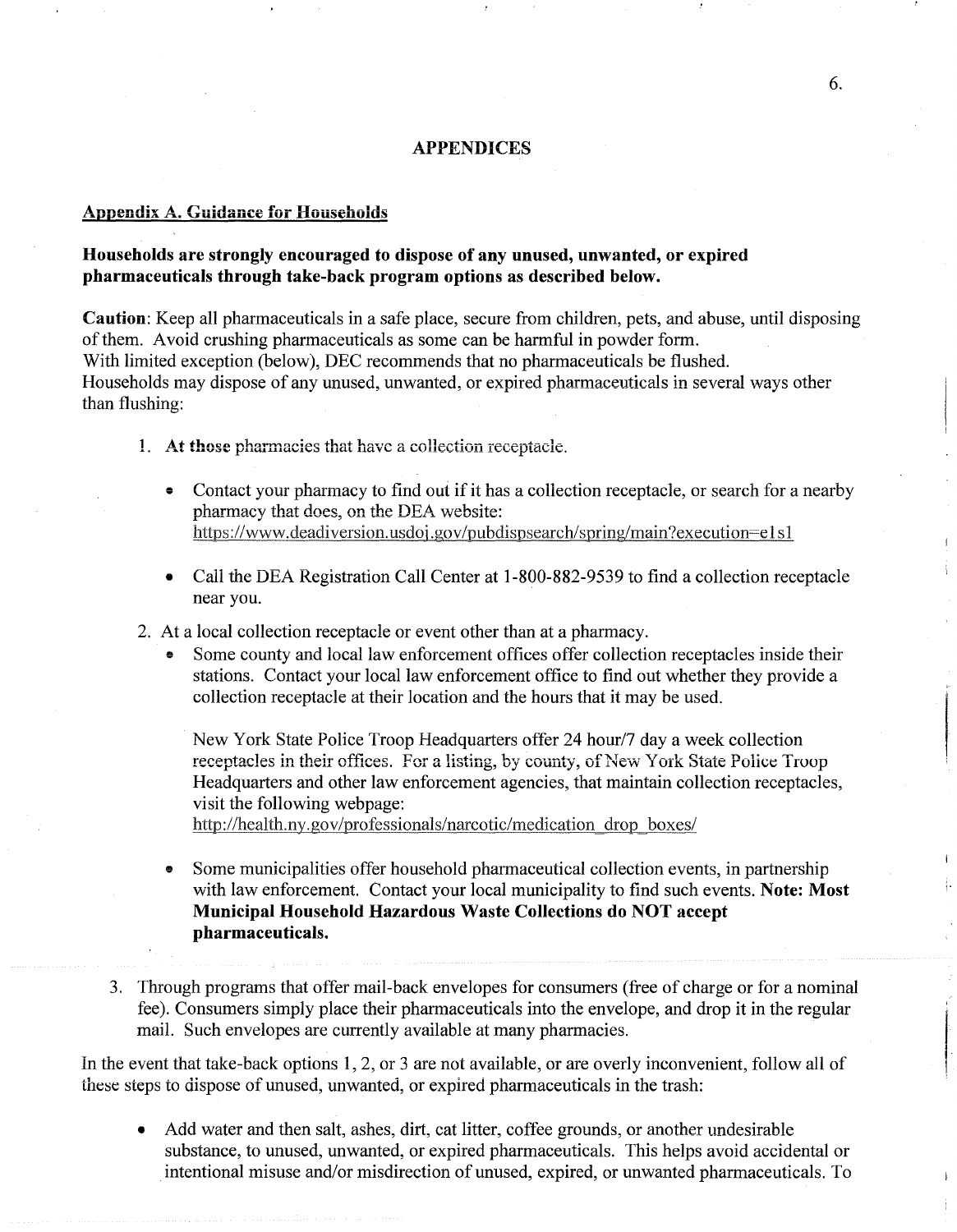# APPENDICES

## Appendix A. Guidance for Households

**Households are strongly encouraged to dispose of any unused, unwanted, or expired pharmaceuticals through take-back program options as described below.**

**Caution**: Keep all pharmaceuticals in a safe place, secure from children, pets, and abuse, until disposing of them. Avoid crushing pharmaceuticals as some can be harmful in powder form.
With limited exception (below), DEC recommends that no pharmaceuticals be flushed.
Households may dispose of any unused, unwanted, or expired pharmaceuticals in several ways other than flushing:

1. **At those** pharmacies that have a collection receptacle.
   - Contact your pharmacy to find out if it has a collection receptacle, or search for a nearby pharmacy that does, on the DEA website: https://www.deadiversion.usdoj.gov/pubdispsearch/spring/main?execution=e1s1
   - Call the DEA Registration Call Center at 1-800-882-9539 to find a collection receptacle near you.
2. At a local collection receptacle or event other than at a pharmacy.
   - Some county and local law enforcement offices offer collection receptacles inside their stations. Contact your local law enforcement office to find out whether they provide a collection receptacle at their location and the hours that it may be used.

     New York State Police Troop Headquarters offer 24 hour/7 day a week collection receptacles in their offices. For a listing, by county, of New York State Police Troop Headquarters and other law enforcement agencies, that maintain collection receptacles, visit the following webpage:
     http://health.ny.gov/professionals/narcotic/medication_drop_boxes/
   - Some municipalities offer household pharmaceutical collection events, in partnership with law enforcement. Contact your local municipality to find such events. **Note: Most Municipal Household Hazardous Waste Collections do NOT accept pharmaceuticals.**
3. Through programs that offer mail-back envelopes for consumers (free of charge or for a nominal fee). Consumers simply place their pharmaceuticals into the envelope, and drop it in the regular mail. Such envelopes are currently available at many pharmacies.

In the event that take-back options 1, 2, or 3 are not available, or are overly inconvenient, follow all of these steps to dispose of unused, unwanted, or expired pharmaceuticals in the trash:

- Add water and then salt, ashes, dirt, cat litter, coffee grounds, or another undesirable substance, to unused, unwanted, or expired pharmaceuticals. This helps avoid accidental or intentional misuse and/or misdirection of unused, expired, or unwanted pharmaceuticals. To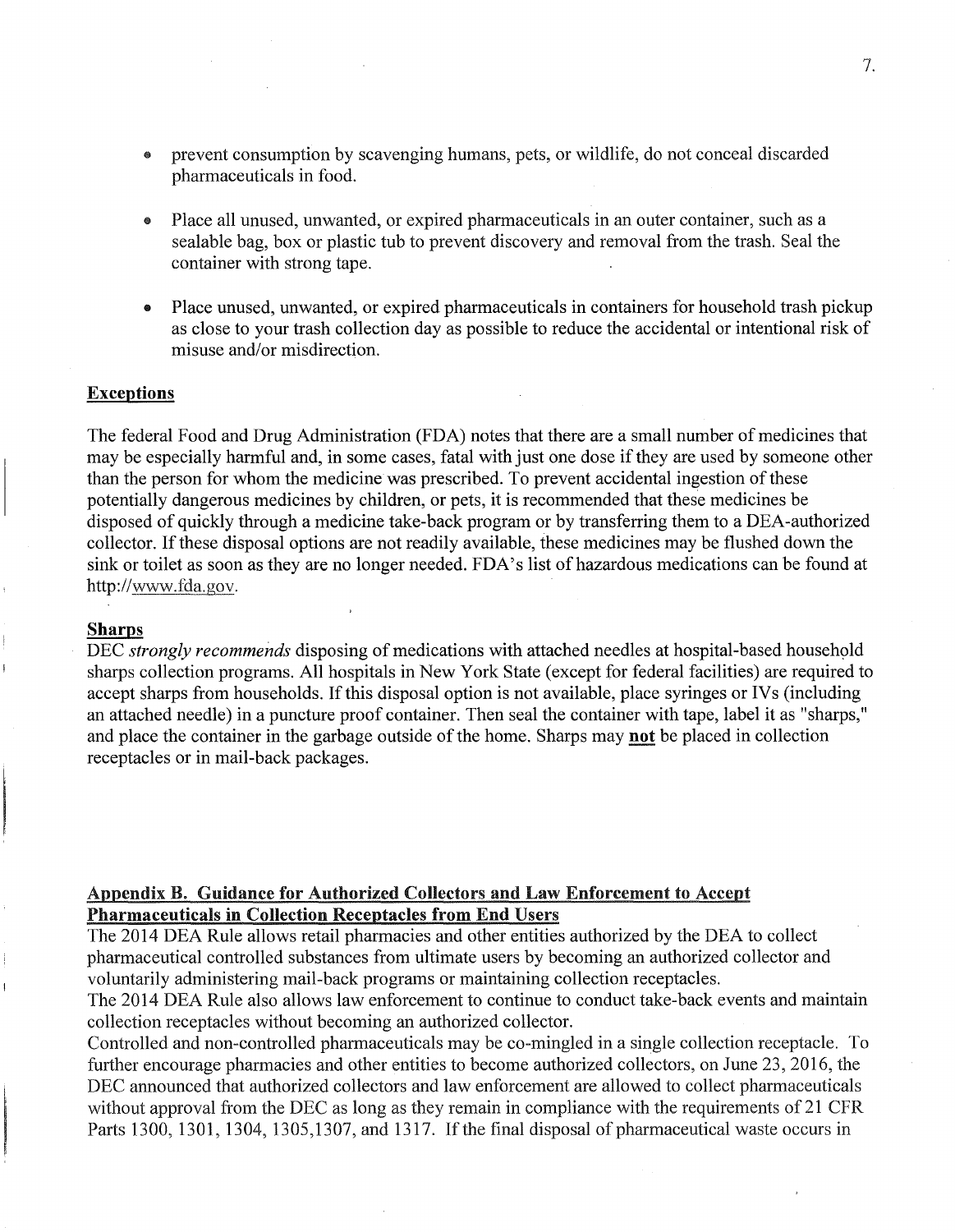- prevent consumption by scavenging humans, pets, or wildlife, do not conceal discarded pharmaceuticals in food.
- Place all unused, unwanted, or expired pharmaceuticals in an outer container, such as a sealable bag, box or plastic tub to prevent discovery and removal from the trash. Seal the container with strong tape.
- Place unused, unwanted, or expired pharmaceuticals in containers for household trash pickup as close to your trash collection day as possible to reduce the accidental or intentional risk of misuse and/or misdirection.

**Exceptions**

The federal Food and Drug Administration (FDA) notes that there are a small number of medicines that may be especially harmful and, in some cases, fatal with just one dose if they are used by someone other than the person for whom the medicine was prescribed. To prevent accidental ingestion of these potentially dangerous medicines by children, or pets, it is recommended that these medicines be disposed of quickly through a medicine take-back program or by transferring them to a DEA-authorized collector. If these disposal options are not readily available, these medicines may be flushed down the sink or toilet as soon as they are no longer needed. FDA's list of hazardous medications can be found at http://www.fda.gov.

**Sharps**

DEC *strongly recommends* disposing of medications with attached needles at hospital-based household sharps collection programs. All hospitals in New York State (except for federal facilities) are required to accept sharps from households. If this disposal option is not available, place syringes or IVs (including an attached needle) in a puncture proof container. Then seal the container with tape, label it as "sharps," and place the container in the garbage outside of the home. Sharps may **not** be placed in collection receptacles or in mail-back packages.

## Appendix B. Guidance for Authorized Collectors and Law Enforcement to Accept Pharmaceuticals in Collection Receptacles from End Users

The 2014 DEA Rule allows retail pharmacies and other entities authorized by the DEA to collect pharmaceutical controlled substances from ultimate users by becoming an authorized collector and voluntarily administering mail-back programs or maintaining collection receptacles.

The 2014 DEA Rule also allows law enforcement to continue to conduct take-back events and maintain collection receptacles without becoming an authorized collector.

Controlled and non-controlled pharmaceuticals may be co-mingled in a single collection receptacle. To further encourage pharmacies and other entities to become authorized collectors, on June 23, 2016, the DEC announced that authorized collectors and law enforcement are allowed to collect pharmaceuticals without approval from the DEC as long as they remain in compliance with the requirements of 21 CFR Parts 1300, 1301, 1304, 1305,1307, and 1317. If the final disposal of pharmaceutical waste occurs in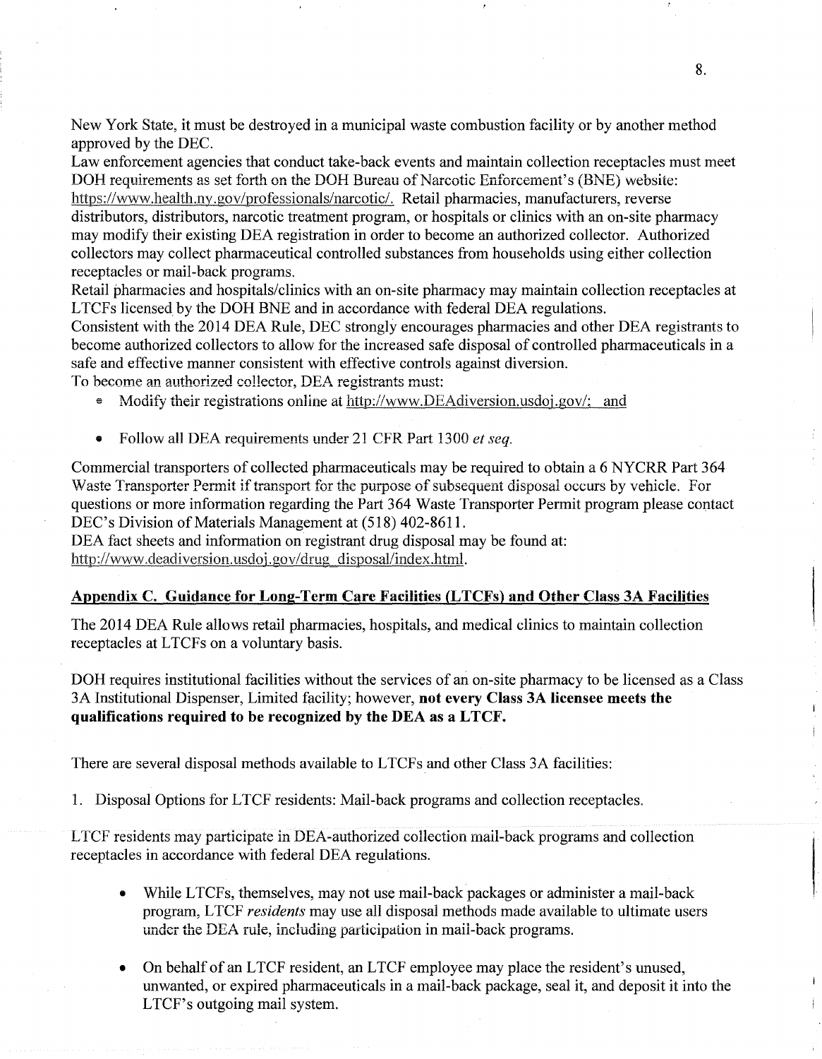New York State, it must be destroyed in a municipal waste combustion facility or by another method approved by the DEC.

Law enforcement agencies that conduct take-back events and maintain collection receptacles must meet DOH requirements as set forth on the DOH Bureau of Narcotic Enforcement's (BNE) website: https://www.health.ny.gov/professionals/narcotic/. Retail pharmacies, manufacturers, reverse distributors, distributors, narcotic treatment program, or hospitals or clinics with an on-site pharmacy may modify their existing DEA registration in order to become an authorized collector. Authorized collectors may collect pharmaceutical controlled substances from households using either collection receptacles or mail-back programs.

Retail pharmacies and hospitals/clinics with an on-site pharmacy may maintain collection receptacles at LTCFs licensed by the DOH BNE and in accordance with federal DEA regulations.

Consistent with the 2014 DEA Rule, DEC strongly encourages pharmacies and other DEA registrants to become authorized collectors to allow for the increased safe disposal of controlled pharmaceuticals in a safe and effective manner consistent with effective controls against diversion.

To become an authorized collector, DEA registrants must:

- Modify their registrations online at http://www.DEAdiversion.usdoj.gov/; and
- Follow all DEA requirements under 21 CFR Part 1300 *et seq.*

Commercial transporters of collected pharmaceuticals may be required to obtain a 6 NYCRR Part 364 Waste Transporter Permit if transport for the purpose of subsequent disposal occurs by vehicle. For questions or more information regarding the Part 364 Waste Transporter Permit program please contact DEC's Division of Materials Management at (518) 402-8611.

DEA fact sheets and information on registrant drug disposal may be found at: http://www.deadiversion.usdoj.gov/drug_disposal/index.html.

## Appendix C. Guidance for Long-Term Care Facilities (LTCFs) and Other Class 3A Facilities

The 2014 DEA Rule allows retail pharmacies, hospitals, and medical clinics to maintain collection receptacles at LTCFs on a voluntary basis.

DOH requires institutional facilities without the services of an on-site pharmacy to be licensed as a Class 3A Institutional Dispenser, Limited facility; however, **not every Class 3A licensee meets the qualifications required to be recognized by the DEA as a LTCF.**

There are several disposal methods available to LTCFs and other Class 3A facilities:

1. Disposal Options for LTCF residents: Mail-back programs and collection receptacles.

LTCF residents may participate in DEA-authorized collection mail-back programs and collection receptacles in accordance with federal DEA regulations.

- While LTCFs, themselves, may not use mail-back packages or administer a mail-back program, LTCF *residents* may use all disposal methods made available to ultimate users under the DEA rule, including participation in mail-back programs.
- On behalf of an LTCF resident, an LTCF employee may place the resident's unused, unwanted, or expired pharmaceuticals in a mail-back package, seal it, and deposit it into the LTCF's outgoing mail system.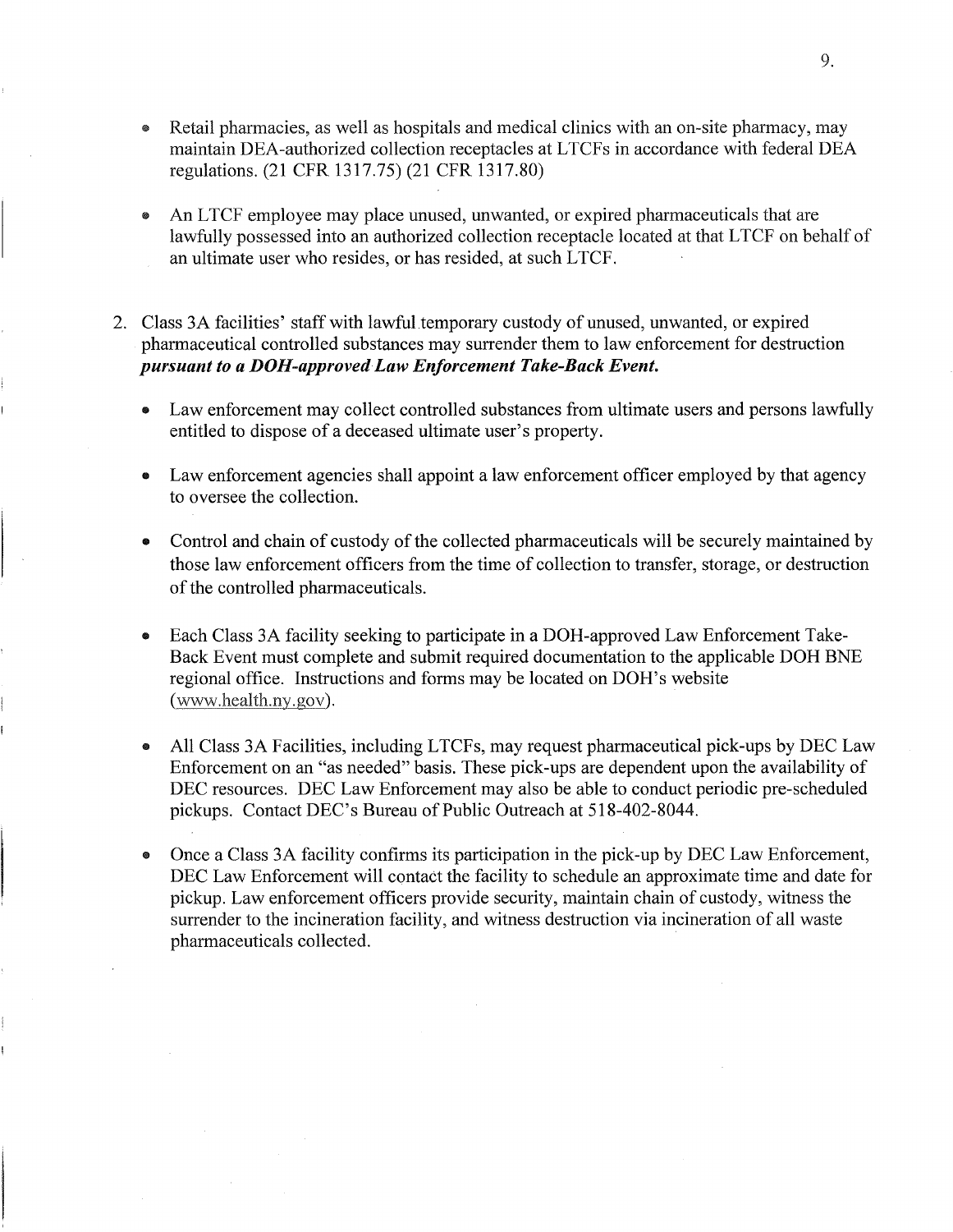- Retail pharmacies, as well as hospitals and medical clinics with an on-site pharmacy, may maintain DEA-authorized collection receptacles at LTCFs in accordance with federal DEA regulations. (21 CFR 1317.75) (21 CFR 1317.80)

- An LTCF employee may place unused, unwanted, or expired pharmaceuticals that are lawfully possessed into an authorized collection receptacle located at that LTCF on behalf of an ultimate user who resides, or has resided, at such LTCF.

2. Class 3A facilities' staff with lawful temporary custody of unused, unwanted, or expired pharmaceutical controlled substances may surrender them to law enforcement for destruction ***pursuant to a DOH-approved Law Enforcement Take-Back Event.***

   - Law enforcement may collect controlled substances from ultimate users and persons lawfully entitled to dispose of a deceased ultimate user's property.

   - Law enforcement agencies shall appoint a law enforcement officer employed by that agency to oversee the collection.

   - Control and chain of custody of the collected pharmaceuticals will be securely maintained by those law enforcement officers from the time of collection to transfer, storage, or destruction of the controlled pharmaceuticals.

   - Each Class 3A facility seeking to participate in a DOH-approved Law Enforcement Take-Back Event must complete and submit required documentation to the applicable DOH BNE regional office. Instructions and forms may be located on DOH's website (www.health.ny.gov).

   - All Class 3A Facilities, including LTCFs, may request pharmaceutical pick-ups by DEC Law Enforcement on an "as needed" basis. These pick-ups are dependent upon the availability of DEC resources. DEC Law Enforcement may also be able to conduct periodic pre-scheduled pickups. Contact DEC's Bureau of Public Outreach at 518-402-8044.

   - Once a Class 3A facility confirms its participation in the pick-up by DEC Law Enforcement, DEC Law Enforcement will contact the facility to schedule an approximate time and date for pickup. Law enforcement officers provide security, maintain chain of custody, witness the surrender to the incineration facility, and witness destruction via incineration of all waste pharmaceuticals collected.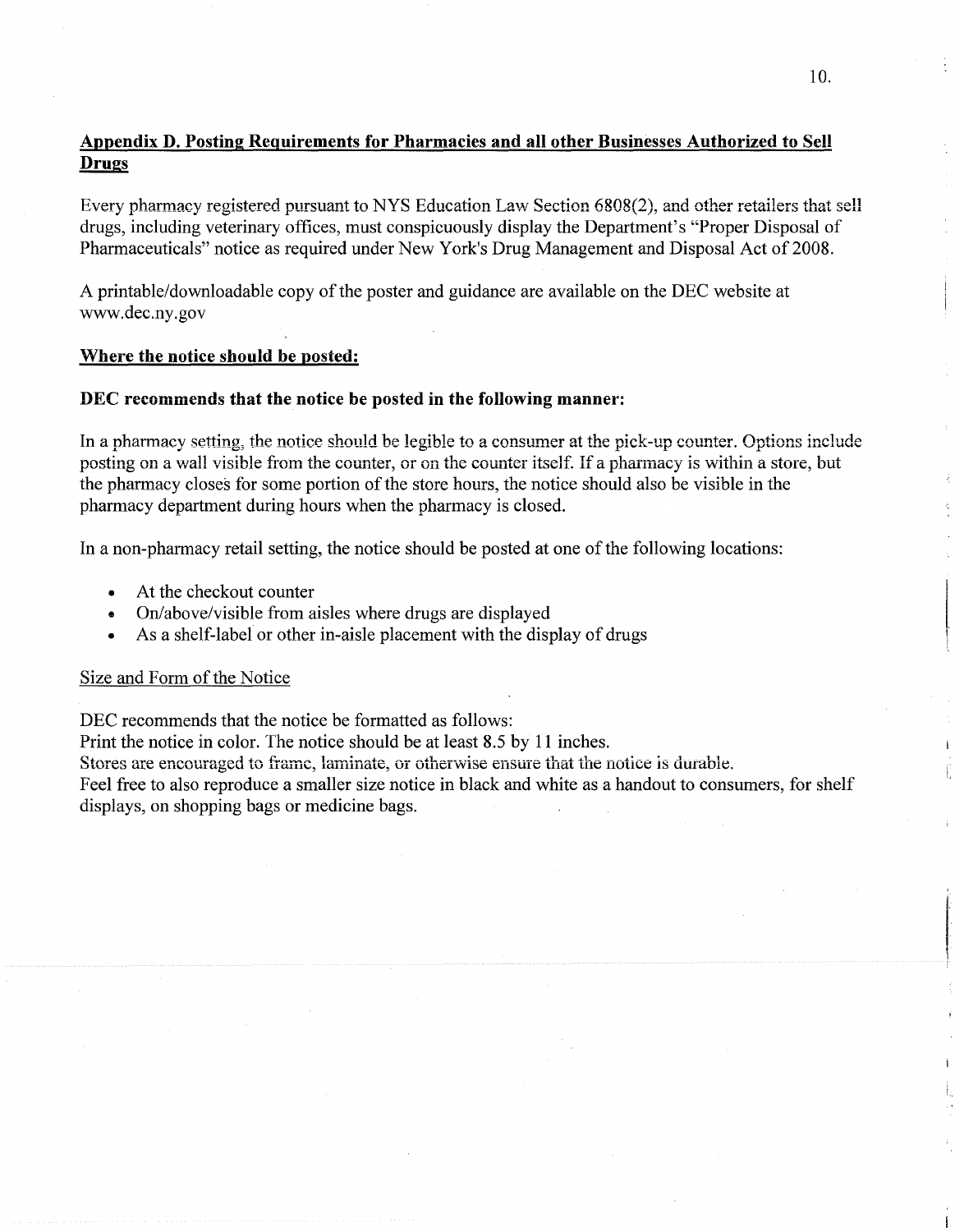## Appendix D. Posting Requirements for Pharmacies and all other Businesses Authorized to Sell Drugs

Every pharmacy registered pursuant to NYS Education Law Section 6808(2), and other retailers that sell drugs, including veterinary offices, must conspicuously display the Department's "Proper Disposal of Pharmaceuticals" notice as required under New York's Drug Management and Disposal Act of 2008.

A printable/downloadable copy of the poster and guidance are available on the DEC website at www.dec.ny.gov

### Where the notice should be posted:

**DEC recommends that the notice be posted in the following manner:**

In a pharmacy setting, the notice should be legible to a consumer at the pick-up counter. Options include posting on a wall visible from the counter, or on the counter itself. If a pharmacy is within a store, but the pharmacy closes for some portion of the store hours, the notice should also be visible in the pharmacy department during hours when the pharmacy is closed.

In a non-pharmacy retail setting, the notice should be posted at one of the following locations:

- At the checkout counter
- On/above/visible from aisles where drugs are displayed
- As a shelf-label or other in-aisle placement with the display of drugs

Size and Form of the Notice

DEC recommends that the notice be formatted as follows:
Print the notice in color. The notice should be at least 8.5 by 11 inches.
Stores are encouraged to frame, laminate, or otherwise ensure that the notice is durable.
Feel free to also reproduce a smaller size notice in black and white as a handout to consumers, for shelf displays, on shopping bags or medicine bags.